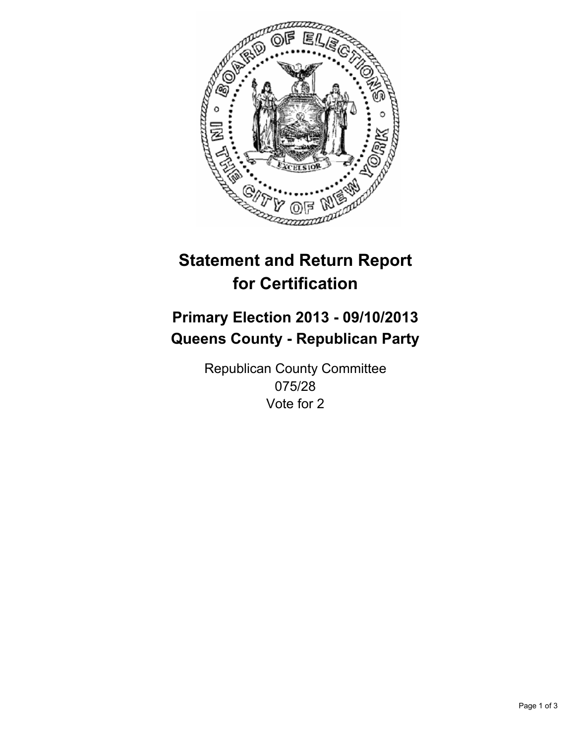# Statement and Return Report for Certification

## Primary Election 2013 - 09/10/2013
## Queens County - Republican Party

Republican County Committee
075/28
Vote for 2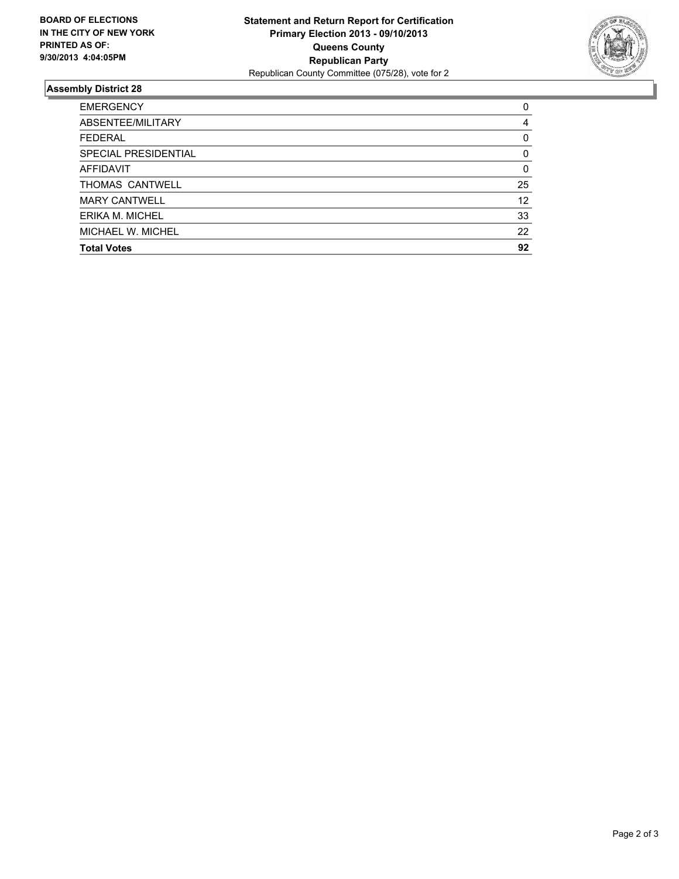**BOARD OF ELECTIONS IN THE CITY OF NEW YORK PRINTED AS OF: 9/30/2013 4:04:05PM**

**Statement and Return Report for Certification**
**Primary Election 2013 - 09/10/2013**
**Queens County**
**Republican Party**
Republican County Committee (075/28), vote for 2

## Assembly District 28

| | |
|---|---|
| EMERGENCY | 0 |
| ABSENTEE/MILITARY | 4 |
| FEDERAL | 0 |
| SPECIAL PRESIDENTIAL | 0 |
| AFFIDAVIT | 0 |
| THOMAS CANTWELL | 25 |
| MARY CANTWELL | 12 |
| ERIKA M. MICHEL | 33 |
| MICHAEL W. MICHEL | 22 |
| **Total Votes** | **92** |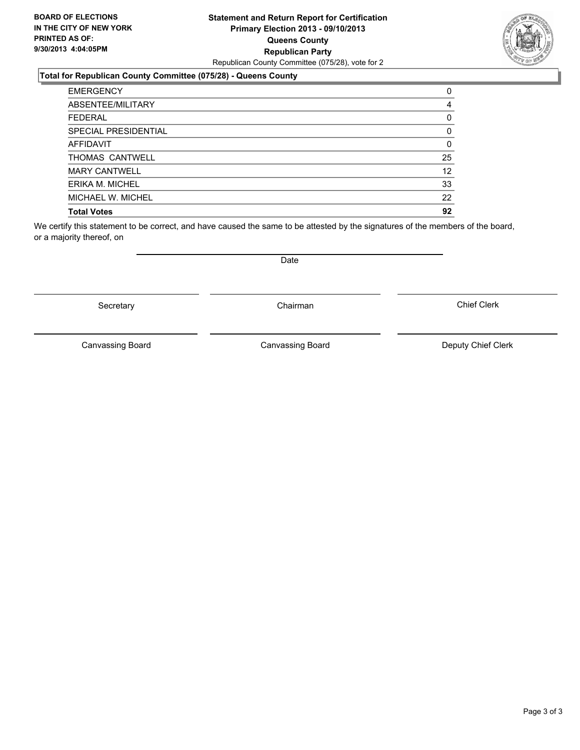**BOARD OF ELECTIONS IN THE CITY OF NEW YORK PRINTED AS OF: 9/30/2013 4:04:05PM**

**Statement and Return Report for Certification**
**Primary Election 2013 - 09/10/2013**
**Queens County**
**Republican Party**
Republican County Committee (075/28), vote for 2

### Total for Republican County Committee (075/28) - Queens County

| | |
|---|---|
| EMERGENCY | 0 |
| ABSENTEE/MILITARY | 4 |
| FEDERAL | 0 |
| SPECIAL PRESIDENTIAL | 0 |
| AFFIDAVIT | 0 |
| THOMAS CANTWELL | 25 |
| MARY CANTWELL | 12 |
| ERIKA M. MICHEL | 33 |
| MICHAEL W. MICHEL | 22 |
| **Total Votes** | **92** |

We certify this statement to be correct, and have caused the same to be attested by the signatures of the members of the board, or a majority thereof, on

Date

Secretary

Chairman

Chief Clerk

Canvassing Board

Canvassing Board

Deputy Chief Clerk